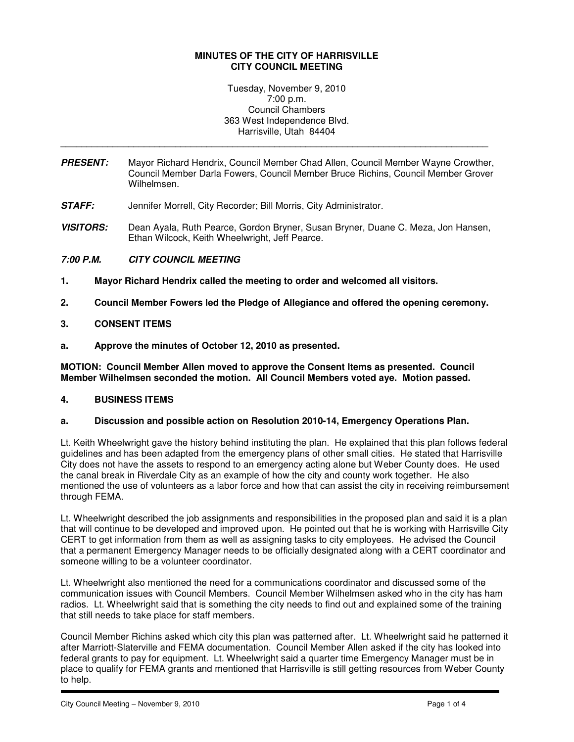**MINUTES OF THE CITY OF HARRISVILLE**
**CITY COUNCIL MEETING**

Tuesday, November 9, 2010
7:00 p.m.
Council Chambers
363 West Independence Blvd.
Harrisville, Utah 84404

---

***PRESENT:*** Mayor Richard Hendrix, Council Member Chad Allen, Council Member Wayne Crowther, Council Member Darla Fowers, Council Member Bruce Richins, Council Member Grover Wilhelmsen.

***STAFF:*** Jennifer Morrell, City Recorder; Bill Morris, City Administrator.

***VISITORS:*** Dean Ayala, Ruth Pearce, Gordon Bryner, Susan Bryner, Duane C. Meza, Jon Hansen, Ethan Wilcock, Keith Wheelwright, Jeff Pearce.

***7:00 P.M. CITY COUNCIL MEETING***

**1. Mayor Richard Hendrix called the meeting to order and welcomed all visitors.**

**2. Council Member Fowers led the Pledge of Allegiance and offered the opening ceremony.**

**3. CONSENT ITEMS**

**a. Approve the minutes of October 12, 2010 as presented.**

**MOTION: Council Member Allen moved to approve the Consent Items as presented. Council Member Wilhelmsen seconded the motion. All Council Members voted aye. Motion passed.**

**4. BUSINESS ITEMS**

**a. Discussion and possible action on Resolution 2010-14, Emergency Operations Plan.**

Lt. Keith Wheelwright gave the history behind instituting the plan. He explained that this plan follows federal guidelines and has been adapted from the emergency plans of other small cities. He stated that Harrisville City does not have the assets to respond to an emergency acting alone but Weber County does. He used the canal break in Riverdale City as an example of how the city and county work together. He also mentioned the use of volunteers as a labor force and how that can assist the city in receiving reimbursement through FEMA.

Lt. Wheelwright described the job assignments and responsibilities in the proposed plan and said it is a plan that will continue to be developed and improved upon. He pointed out that he is working with Harrisville City CERT to get information from them as well as assigning tasks to city employees. He advised the Council that a permanent Emergency Manager needs to be officially designated along with a CERT coordinator and someone willing to be a volunteer coordinator.

Lt. Wheelwright also mentioned the need for a communications coordinator and discussed some of the communication issues with Council Members. Council Member Wilhelmsen asked who in the city has ham radios. Lt. Wheelwright said that is something the city needs to find out and explained some of the training that still needs to take place for staff members.

Council Member Richins asked which city this plan was patterned after. Lt. Wheelwright said he patterned it after Marriott-Slaterville and FEMA documentation. Council Member Allen asked if the city has looked into federal grants to pay for equipment. Lt. Wheelwright said a quarter time Emergency Manager must be in place to qualify for FEMA grants and mentioned that Harrisville is still getting resources from Weber County to help.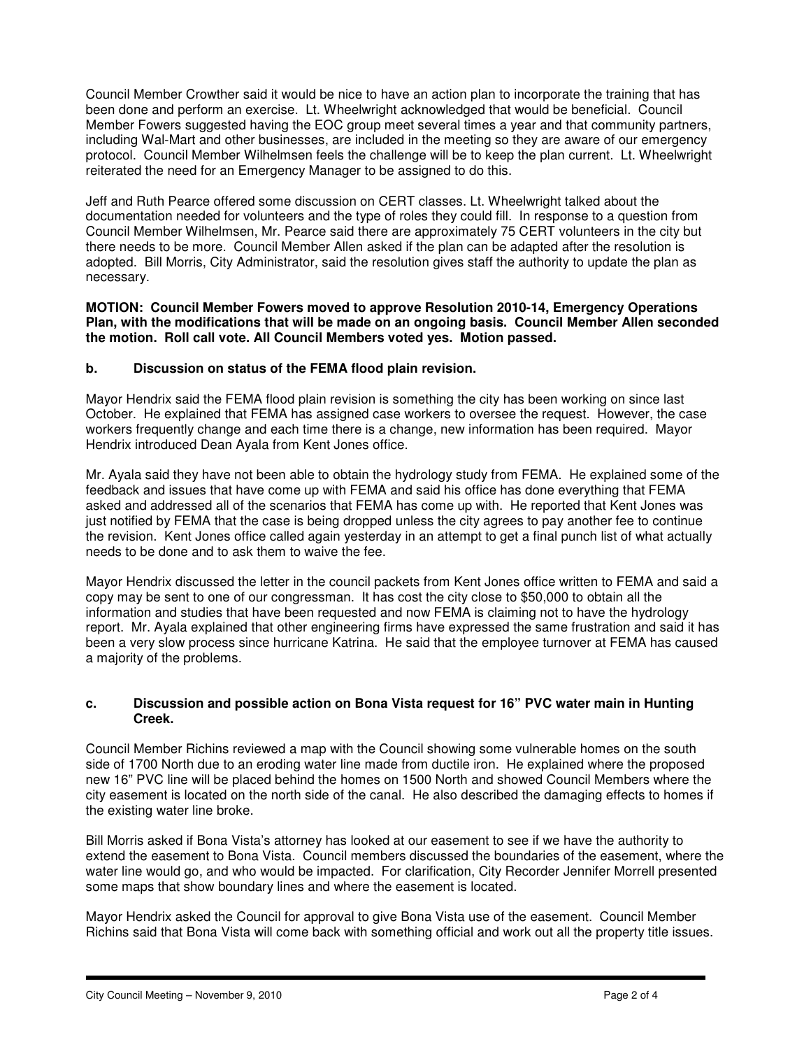Council Member Crowther said it would be nice to have an action plan to incorporate the training that has been done and perform an exercise. Lt. Wheelwright acknowledged that would be beneficial. Council Member Fowers suggested having the EOC group meet several times a year and that community partners, including Wal-Mart and other businesses, are included in the meeting so they are aware of our emergency protocol. Council Member Wilhelmsen feels the challenge will be to keep the plan current. Lt. Wheelwright reiterated the need for an Emergency Manager to be assigned to do this.

Jeff and Ruth Pearce offered some discussion on CERT classes. Lt. Wheelwright talked about the documentation needed for volunteers and the type of roles they could fill. In response to a question from Council Member Wilhelmsen, Mr. Pearce said there are approximately 75 CERT volunteers in the city but there needs to be more. Council Member Allen asked if the plan can be adapted after the resolution is adopted. Bill Morris, City Administrator, said the resolution gives staff the authority to update the plan as necessary.

**MOTION: Council Member Fowers moved to approve Resolution 2010-14, Emergency Operations Plan, with the modifications that will be made on an ongoing basis. Council Member Allen seconded the motion. Roll call vote. All Council Members voted yes. Motion passed.**

**b. Discussion on status of the FEMA flood plain revision.**

Mayor Hendrix said the FEMA flood plain revision is something the city has been working on since last October. He explained that FEMA has assigned case workers to oversee the request. However, the case workers frequently change and each time there is a change, new information has been required. Mayor Hendrix introduced Dean Ayala from Kent Jones office.

Mr. Ayala said they have not been able to obtain the hydrology study from FEMA. He explained some of the feedback and issues that have come up with FEMA and said his office has done everything that FEMA asked and addressed all of the scenarios that FEMA has come up with. He reported that Kent Jones was just notified by FEMA that the case is being dropped unless the city agrees to pay another fee to continue the revision. Kent Jones office called again yesterday in an attempt to get a final punch list of what actually needs to be done and to ask them to waive the fee.

Mayor Hendrix discussed the letter in the council packets from Kent Jones office written to FEMA and said a copy may be sent to one of our congressman. It has cost the city close to $50,000 to obtain all the information and studies that have been requested and now FEMA is claiming not to have the hydrology report. Mr. Ayala explained that other engineering firms have expressed the same frustration and said it has been a very slow process since hurricane Katrina. He said that the employee turnover at FEMA has caused a majority of the problems.

**c. Discussion and possible action on Bona Vista request for 16" PVC water main in Hunting Creek.**

Council Member Richins reviewed a map with the Council showing some vulnerable homes on the south side of 1700 North due to an eroding water line made from ductile iron. He explained where the proposed new 16" PVC line will be placed behind the homes on 1500 North and showed Council Members where the city easement is located on the north side of the canal. He also described the damaging effects to homes if the existing water line broke.

Bill Morris asked if Bona Vista's attorney has looked at our easement to see if we have the authority to extend the easement to Bona Vista. Council members discussed the boundaries of the easement, where the water line would go, and who would be impacted. For clarification, City Recorder Jennifer Morrell presented some maps that show boundary lines and where the easement is located.

Mayor Hendrix asked the Council for approval to give Bona Vista use of the easement. Council Member Richins said that Bona Vista will come back with something official and work out all the property title issues.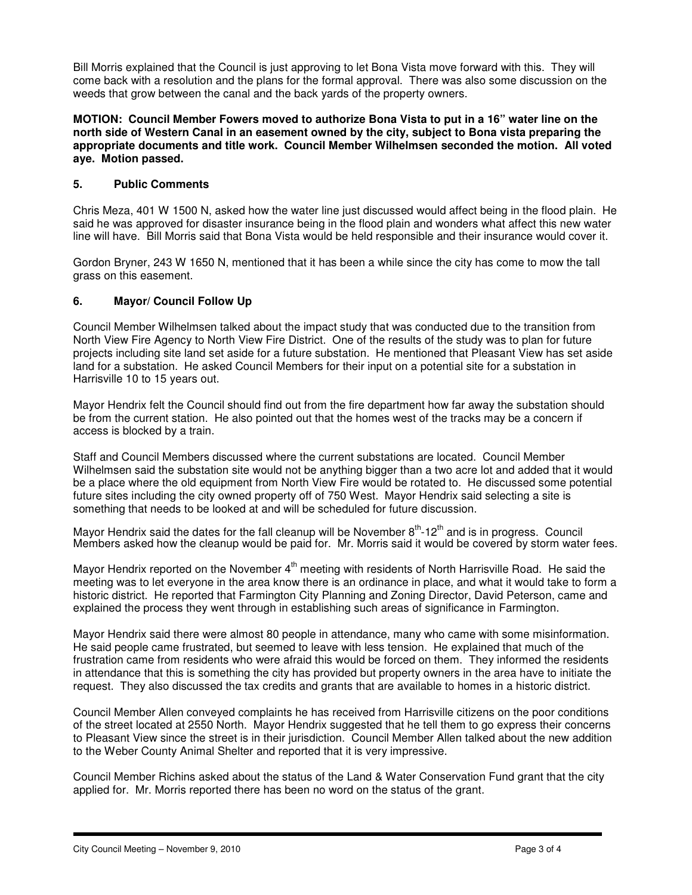Bill Morris explained that the Council is just approving to let Bona Vista move forward with this. They will come back with a resolution and the plans for the formal approval. There was also some discussion on the weeds that grow between the canal and the back yards of the property owners.

**MOTION: Council Member Fowers moved to authorize Bona Vista to put in a 16" water line on the north side of Western Canal in an easement owned by the city, subject to Bona vista preparing the appropriate documents and title work. Council Member Wilhelmsen seconded the motion. All voted aye. Motion passed.**

## 5. Public Comments

Chris Meza, 401 W 1500 N, asked how the water line just discussed would affect being in the flood plain. He said he was approved for disaster insurance being in the flood plain and wonders what affect this new water line will have. Bill Morris said that Bona Vista would be held responsible and their insurance would cover it.

Gordon Bryner, 243 W 1650 N, mentioned that it has been a while since the city has come to mow the tall grass on this easement.

## 6. Mayor/ Council Follow Up

Council Member Wilhelmsen talked about the impact study that was conducted due to the transition from North View Fire Agency to North View Fire District. One of the results of the study was to plan for future projects including site land set aside for a future substation. He mentioned that Pleasant View has set aside land for a substation. He asked Council Members for their input on a potential site for a substation in Harrisville 10 to 15 years out.

Mayor Hendrix felt the Council should find out from the fire department how far away the substation should be from the current station. He also pointed out that the homes west of the tracks may be a concern if access is blocked by a train.

Staff and Council Members discussed where the current substations are located. Council Member Wilhelmsen said the substation site would not be anything bigger than a two acre lot and added that it would be a place where the old equipment from North View Fire would be rotated to. He discussed some potential future sites including the city owned property off of 750 West. Mayor Hendrix said selecting a site is something that needs to be looked at and will be scheduled for future discussion.

Mayor Hendrix said the dates for the fall cleanup will be November 8th-12th and is in progress. Council Members asked how the cleanup would be paid for. Mr. Morris said it would be covered by storm water fees.

Mayor Hendrix reported on the November 4th meeting with residents of North Harrisville Road. He said the meeting was to let everyone in the area know there is an ordinance in place, and what it would take to form a historic district. He reported that Farmington City Planning and Zoning Director, David Peterson, came and explained the process they went through in establishing such areas of significance in Farmington.

Mayor Hendrix said there were almost 80 people in attendance, many who came with some misinformation. He said people came frustrated, but seemed to leave with less tension. He explained that much of the frustration came from residents who were afraid this would be forced on them. They informed the residents in attendance that this is something the city has provided but property owners in the area have to initiate the request. They also discussed the tax credits and grants that are available to homes in a historic district.

Council Member Allen conveyed complaints he has received from Harrisville citizens on the poor conditions of the street located at 2550 North. Mayor Hendrix suggested that he tell them to go express their concerns to Pleasant View since the street is in their jurisdiction. Council Member Allen talked about the new addition to the Weber County Animal Shelter and reported that it is very impressive.

Council Member Richins asked about the status of the Land & Water Conservation Fund grant that the city applied for. Mr. Morris reported there has been no word on the status of the grant.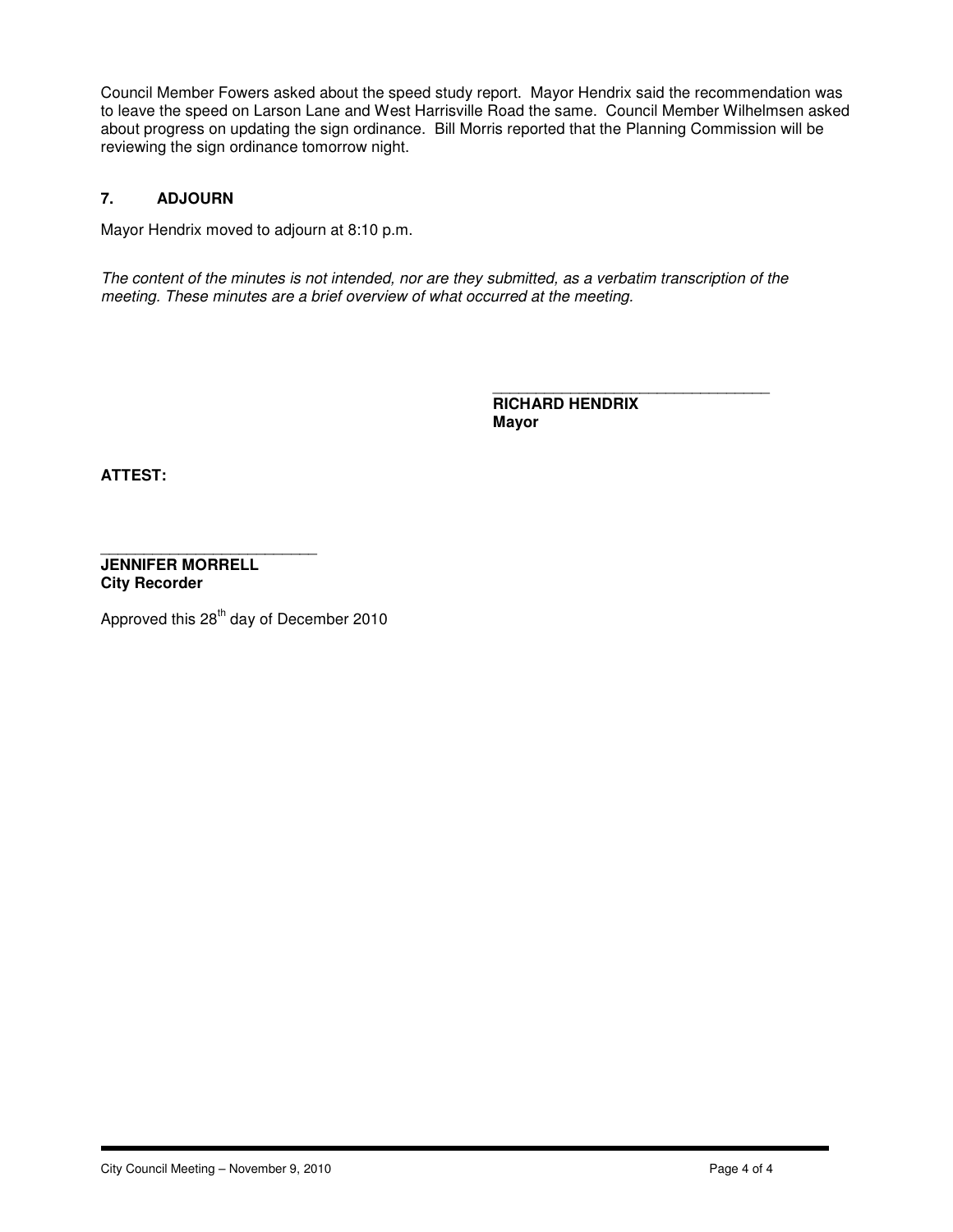Council Member Fowers asked about the speed study report. Mayor Hendrix said the recommendation was to leave the speed on Larson Lane and West Harrisville Road the same. Council Member Wilhelmsen asked about progress on updating the sign ordinance. Bill Morris reported that the Planning Commission will be reviewing the sign ordinance tomorrow night.

## 7. ADJOURN

Mayor Hendrix moved to adjourn at 8:10 p.m.

*The content of the minutes is not intended, nor are they submitted, as a verbatim transcription of the meeting. These minutes are a brief overview of what occurred at the meeting.*

_________________________________
**RICHARD HENDRIX**
**Mayor**

**ATTEST:**

__________________________
**JENNIFER MORRELL**
**City Recorder**

Approved this 28th day of December 2010